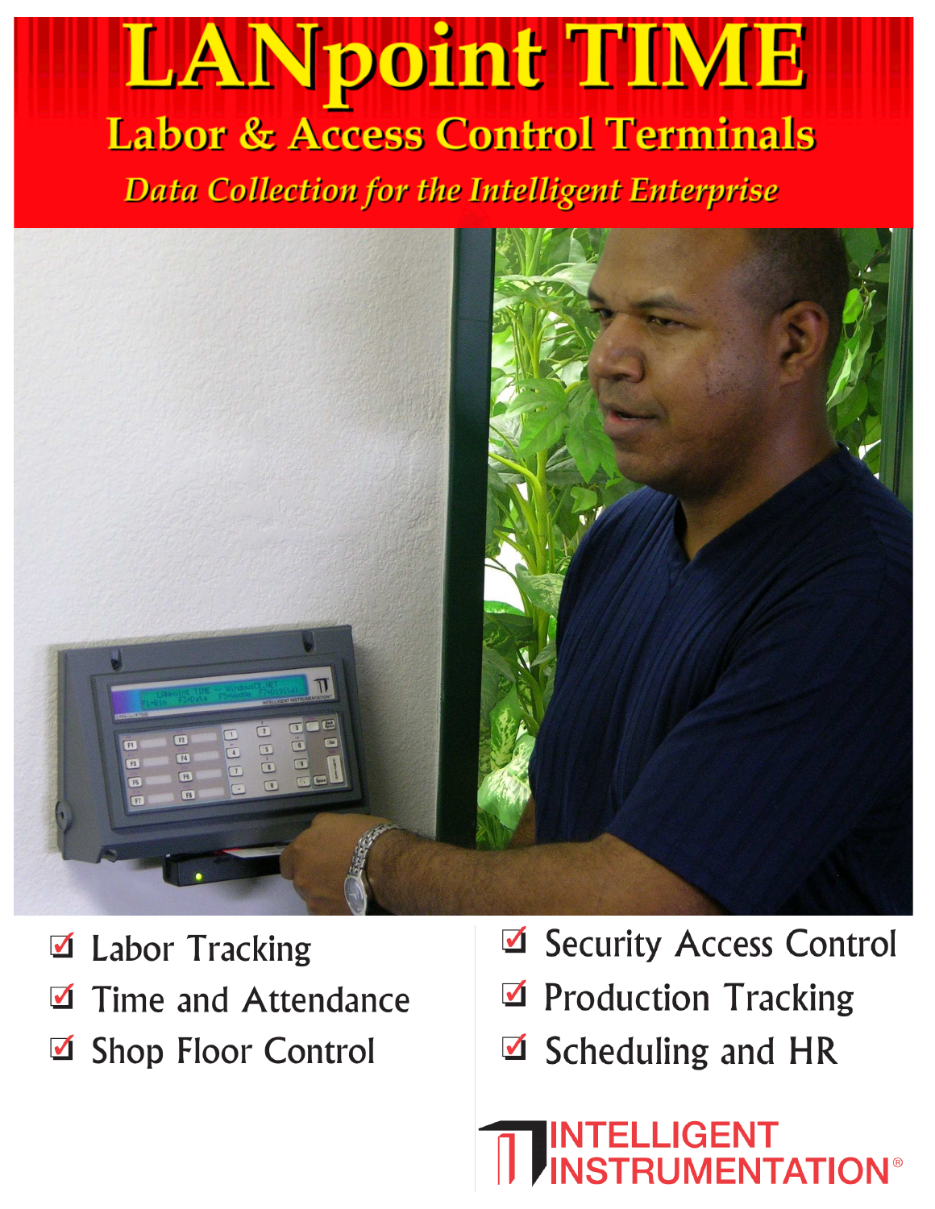# LANpoint TIME

## Labor & Access Control Terminals

*Data Collection for the Intelligent Enterprise*

- ☑ Labor Tracking
- ☑ Time and Attendance
- ☑ Shop Floor Control
- ☑ Security Access Control
- ☑ Production Tracking
- ☑ Scheduling and HR

INTELLIGENT INSTRUMENTATION®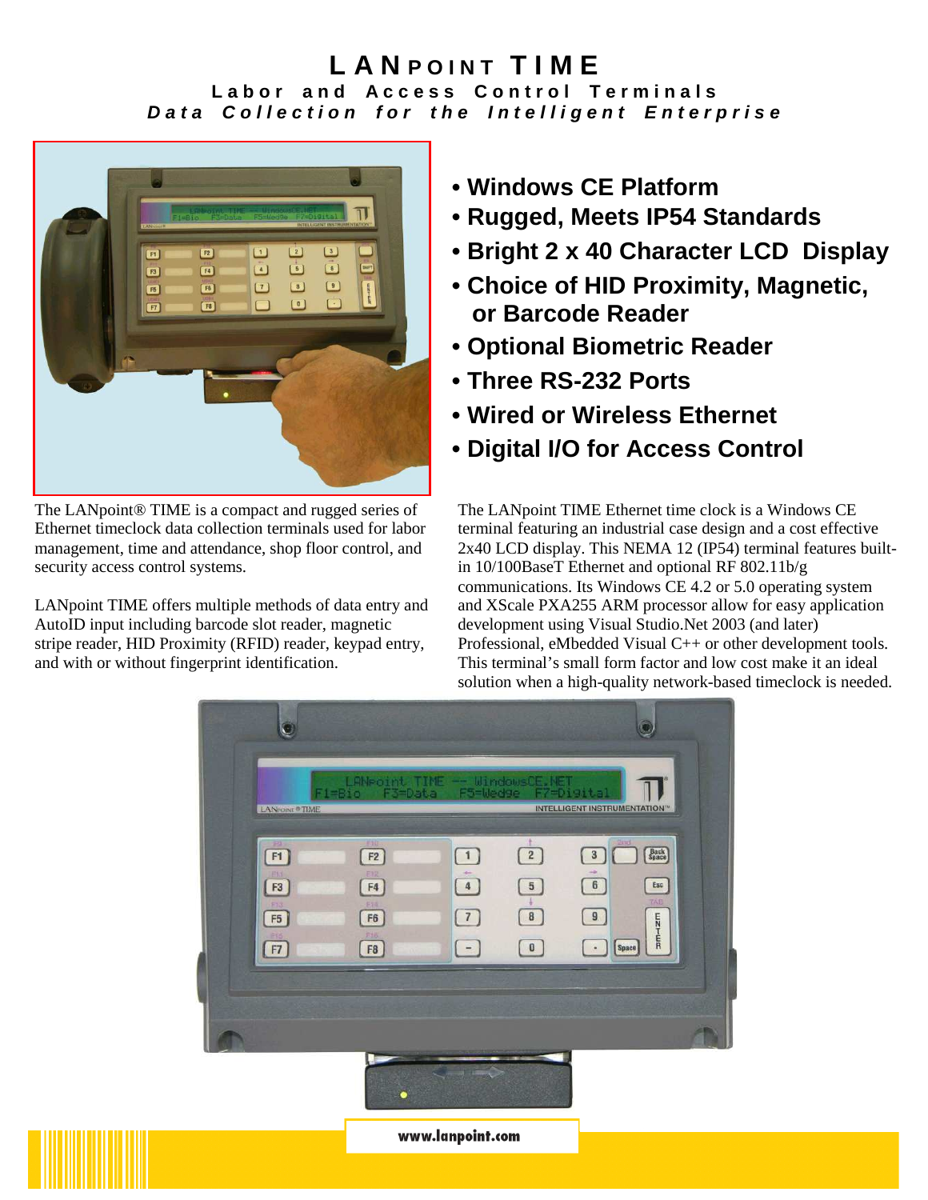# LANpoint TIME

## Labor and Access Control Terminals

### *Data Collection for the Intelligent Enterprise*

- **Windows CE Platform**
- **Rugged, Meets IP54 Standards**
- **Bright 2 x 40 Character LCD Display**
- **Choice of HID Proximity, Magnetic, or Barcode Reader**
- **Optional Biometric Reader**
- **Three RS-232 Ports**
- **Wired or Wireless Ethernet**
- **Digital I/O for Access Control**

The LANpoint® TIME is a compact and rugged series of Ethernet timeclock data collection terminals used for labor management, time and attendance, shop floor control, and security access control systems.

LANpoint TIME offers multiple methods of data entry and AutoID input including barcode slot reader, magnetic stripe reader, HID Proximity (RFID) reader, keypad entry, and with or without fingerprint identification.

The LANpoint TIME Ethernet time clock is a Windows CE terminal featuring an industrial case design and a cost effective 2x40 LCD display. This NEMA 12 (IP54) terminal features built-in 10/100BaseT Ethernet and optional RF 802.11b/g communications. Its Windows CE 4.2 or 5.0 operating system and XScale PXA255 ARM processor allow for easy application development using Visual Studio.Net 2003 (and later) Professional, eMbedded Visual C++ or other development tools. This terminal's small form factor and low cost make it an ideal solution when a high-quality network-based timeclock is needed.

www.lanpoint.com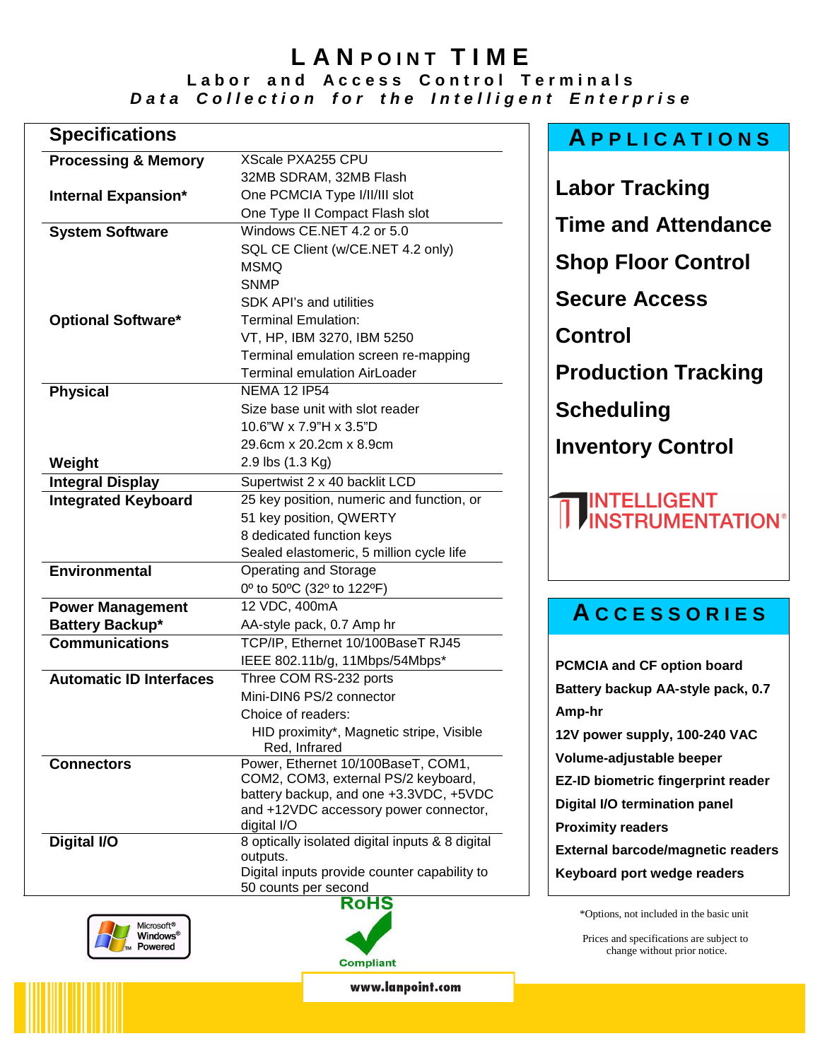# LANPOINT TIME

**Labor and Access Control Terminals**

***Data Collection for the Intelligent Enterprise***

## Specifications

| Specification | Details |
|---|---|
| **Processing & Memory** | XScale PXA255 CPU<br>32MB SDRAM, 32MB Flash |
| **Internal Expansion*** | One PCMCIA Type I/II/III slot<br>One Type II Compact Flash slot |
| **System Software** | Windows CE.NET 4.2 or 5.0<br>SQL CE Client (w/CE.NET 4.2 only)<br>MSMQ<br>SNMP<br>SDK API's and utilities |
| **Optional Software*** | Terminal Emulation:<br>VT, HP, IBM 3270, IBM 5250<br>Terminal emulation screen re-mapping<br>Terminal emulation AirLoader |
| **Physical** | NEMA 12 IP54<br>Size base unit with slot reader<br>10.6"W x 7.9"H x 3.5"D<br>29.6cm x 20.2cm x 8.9cm |
| **Weight** | 2.9 lbs (1.3 Kg) |
| **Integral Display** | Supertwist 2 x 40 backlit LCD |
| **Integrated Keyboard** | 25 key position, numeric and function, or<br>51 key position, QWERTY<br>8 dedicated function keys<br>Sealed elastomeric, 5 million cycle life |
| **Environmental** | Operating and Storage<br>0º to 50ºC (32º to 122ºF) |
| **Power Management** | 12 VDC, 400mA |
| **Battery Backup*** | AA-style pack, 0.7 Amp hr |
| **Communications** | TCP/IP, Ethernet 10/100BaseT RJ45<br>IEEE 802.11b/g, 11Mbps/54Mbps* |
| **Automatic ID Interfaces** | Three COM RS-232 ports<br>Mini-DIN6 PS/2 connector<br>Choice of readers:<br>HID proximity*, Magnetic stripe, Visible Red, Infrared |
| **Connectors** | Power, Ethernet 10/100BaseT, COM1, COM2, COM3, external PS/2 keyboard, battery backup, and one +3.3VDC, +5VDC and +12VDC accessory power connector, digital I/O |
| **Digital I/O** | 8 optically isolated digital inputs & 8 digital outputs.<br>Digital inputs provide counter capability to 50 counts per second |

## APPLICATIONS

- **Labor Tracking**
- **Time and Attendance**
- **Shop Floor Control**
- **Secure Access**
- **Control**
- **Production Tracking**
- **Scheduling**
- **Inventory Control**

INTELLIGENT INSTRUMENTATION®

## ACCESSORIES

- **PCMCIA and CF option board**
- **Battery backup AA-style pack, 0.7 Amp-hr**
- **12V power supply, 100-240 VAC**
- **Volume-adjustable beeper**
- **EZ-ID biometric fingerprint reader**
- **Digital I/O termination panel**
- **Proximity readers**
- **External barcode/magnetic readers**
- **Keyboard port wedge readers**

*Options, not included in the basic unit

Prices and specifications are subject to change without prior notice.

Microsoft® Windows® Powered

RoHS Compliant

www.lanpoint.com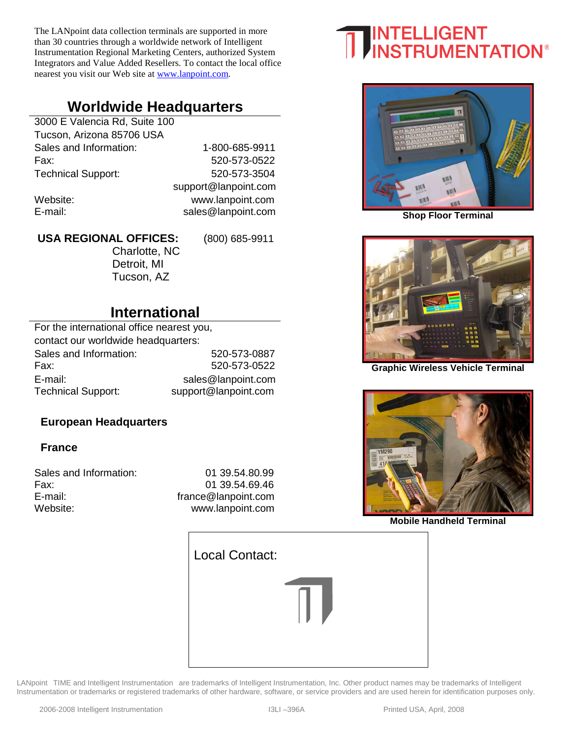The LANpoint data collection terminals are supported in more than 30 countries through a worldwide network of Intelligent Instrumentation Regional Marketing Centers, authorized System Integrators and Value Added Resellers. To contact the local office nearest you visit our Web site at www.lanpoint.com.

INTELLIGENT INSTRUMENTATION®

## Worldwide Headquarters

3000 E Valencia Rd, Suite 100
Tucson, Arizona 85706 USA

| | |
|---|---|
| Sales and Information: | 1-800-685-9911 |
| Fax: | 520-573-0522 |
| Technical Support: | 520-573-3504 |
| | support@lanpoint.com |
| Website: | www.lanpoint.com |
| E-mail: | sales@lanpoint.com |

**USA REGIONAL OFFICES:** (800) 685-9911

Charlotte, NC
Detroit, MI
Tucson, AZ

## International

For the international office nearest you, contact our worldwide headquarters:

| | |
|---|---|
| Sales and Information: | 520-573-0887 |
| Fax: | 520-573-0522 |
| E-mail: | sales@lanpoint.com |
| Technical Support: | support@lanpoint.com |

### European Headquarters

### France

| | |
|---|---|
| Sales and Information: | 01 39.54.80.99 |
| Fax: | 01 39.54.69.46 |
| E-mail: | france@lanpoint.com |
| Website: | www.lanpoint.com |

**Shop Floor Terminal**

**Graphic Wireless Vehicle Terminal**

**Mobile Handheld Terminal**

Local Contact:

LANpoint TIME and Intelligent Instrumentation are trademarks of Intelligent Instrumentation, Inc. Other product names may be trademarks of Intelligent Instrumentation or trademarks or registered trademarks of other hardware, software, or service providers and are used herein for identification purposes only.

2006-2008 Intelligent Instrumentation I3LI –396A Printed USA, April, 2008